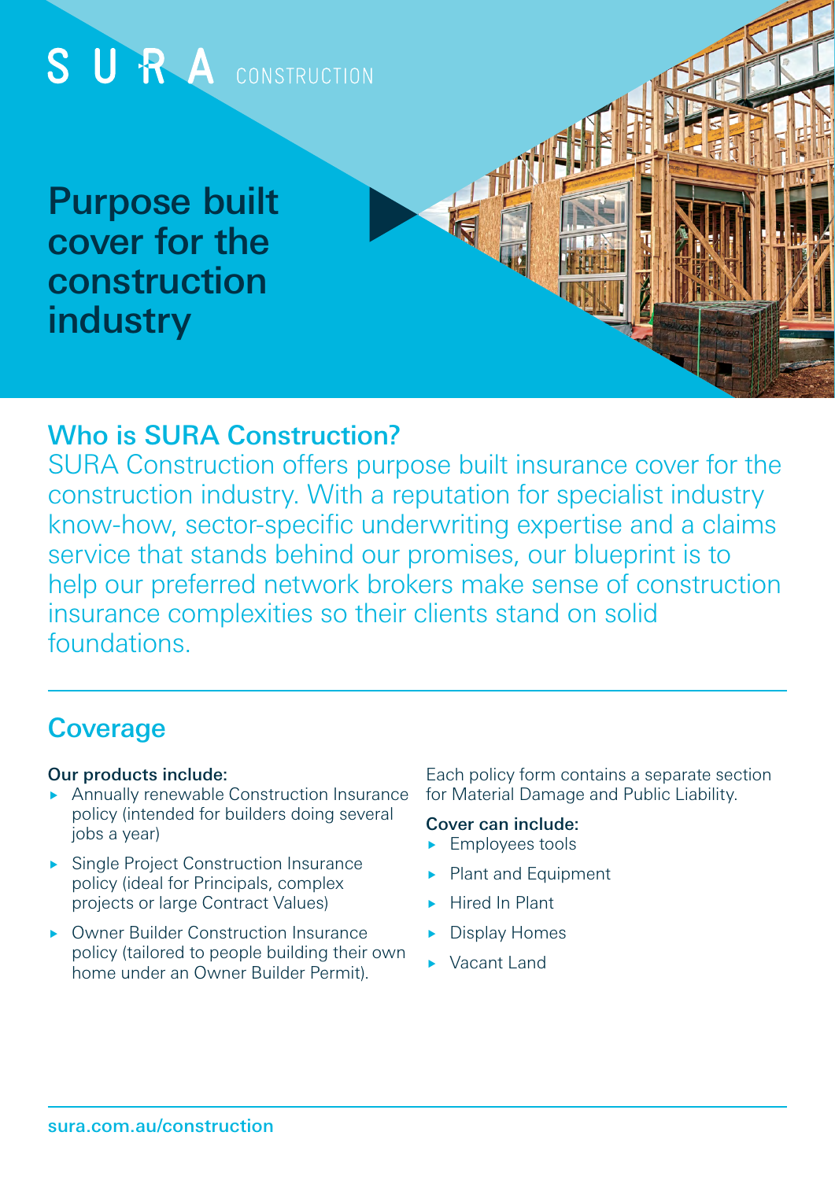SURA CONSTRUCTION

# Purpose built cover for the construction industry

## Who is SURA Construction?

SURA Construction offers purpose built insurance cover for the construction industry. With a reputation for specialist industry know-how, sector-specific underwriting expertise and a claims service that stands behind our promises, our blueprint is to help our preferred network brokers make sense of construction insurance complexities so their clients stand on solid foundations.

## Coverage

**Our products include:**

- Annually renewable Construction Insurance policy (intended for builders doing several jobs a year)
- Single Project Construction Insurance policy (ideal for Principals, complex projects or large Contract Values)
- Owner Builder Construction Insurance policy (tailored to people building their own home under an Owner Builder Permit).

Each policy form contains a separate section for Material Damage and Public Liability.

**Cover can include:**

- Employees tools
- Plant and Equipment
- Hired In Plant
- Display Homes
- Vacant Land

sura.com.au/construction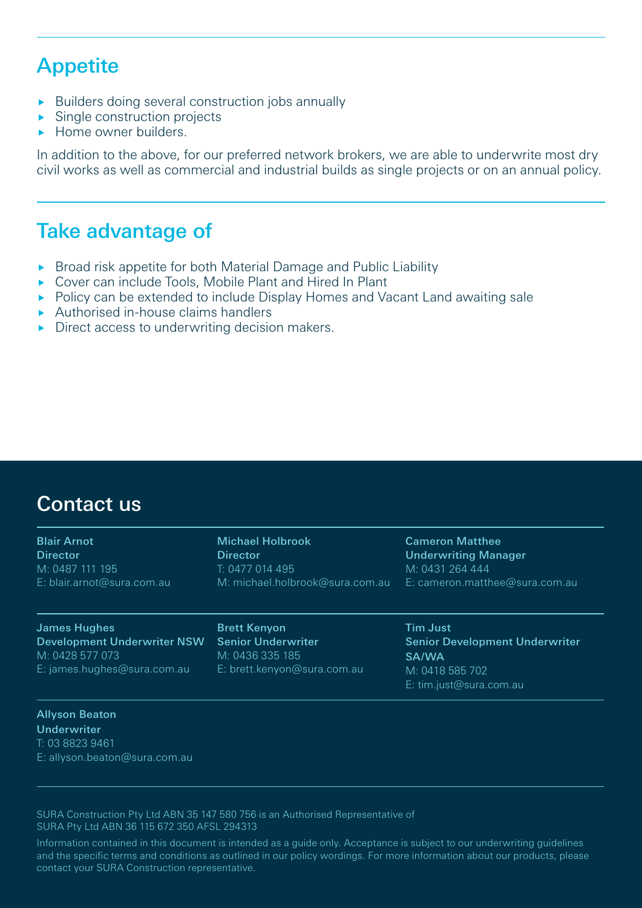## Appetite

- Builders doing several construction jobs annually
- Single construction projects
- Home owner builders.

In addition to the above, for our preferred network brokers, we are able to underwrite most dry civil works as well as commercial and industrial builds as single projects or on an annual policy.

## Take advantage of

- Broad risk appetite for both Material Damage and Public Liability
- Cover can include Tools, Mobile Plant and Hired In Plant
- Policy can be extended to include Display Homes and Vacant Land awaiting sale
- Authorised in-house claims handlers
- Direct access to underwriting decision makers.

## Contact us

**Blair Arnot**
**Director**
M: 0487 111 195
E: blair.arnot@sura.com.au

**Michael Holbrook**
**Director**
T: 0477 014 495
M: michael.holbrook@sura.com.au

**Cameron Matthee**
**Underwriting Manager**
M: 0431 264 444
E: cameron.matthee@sura.com.au

**James Hughes**
**Development Underwriter NSW**
M: 0428 577 073
E: james.hughes@sura.com.au

**Brett Kenyon**
**Senior Underwriter**
M: 0436 335 185
E: brett.kenyon@sura.com.au

**Tim Just**
**Senior Development Underwriter SA/WA**
M: 0418 585 702
E: tim.just@sura.com.au

**Allyson Beaton**
**Underwriter**
T: 03 8823 9461
E: allyson.beaton@sura.com.au

SURA Construction Pty Ltd ABN 35 147 580 756 is an Authorised Representative of SURA Pty Ltd ABN 36 115 672 350 AFSL 294313

Information contained in this document is intended as a guide only. Acceptance is subject to our underwriting guidelines and the specific terms and conditions as outlined in our policy wordings. For more information about our products, please contact your SURA Construction representative.